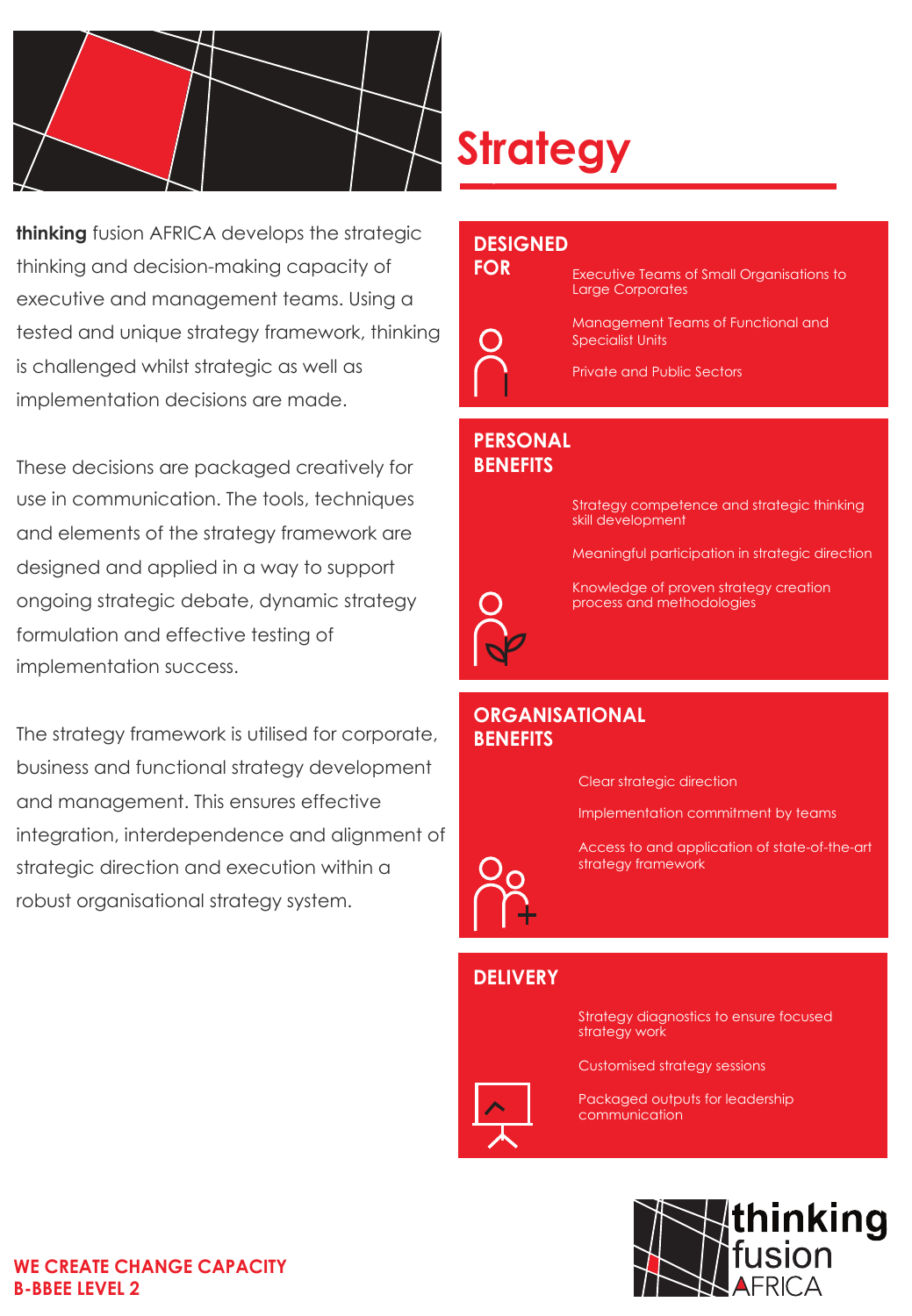# Strategy

**thinking** fusion AFRICA develops the strategic thinking and decision-making capacity of executive and management teams. Using a tested and unique strategy framework, thinking is challenged whilst strategic as well as implementation decisions are made.

These decisions are packaged creatively for use in communication. The tools, techniques and elements of the strategy framework are designed and applied in a way to support ongoing strategic debate, dynamic strategy formulation and effective testing of implementation success.

The strategy framework is utilised for corporate, business and functional strategy development and management. This ensures effective integration, interdependence and alignment of strategic direction and execution within a robust organisational strategy system.

## DESIGNED FOR

- Executive Teams of Small Organisations to Large Corporates
- Management Teams of Functional and Specialist Units
- Private and Public Sectors

## PERSONAL BENEFITS

- Strategy competence and strategic thinking skill development
- Meaningful participation in strategic direction
- Knowledge of proven strategy creation process and methodologies

## ORGANISATIONAL BENEFITS

- Clear strategic direction
- Implementation commitment by teams
- Access to and application of state-of-the-art strategy framework

## DELIVERY

- Strategy diagnostics to ensure focused strategy work
- Customised strategy sessions
- Packaged outputs for leadership communication

**WE CREATE CHANGE CAPACITY**
**B-BBEE LEVEL 2**

thinking fusion AFRICA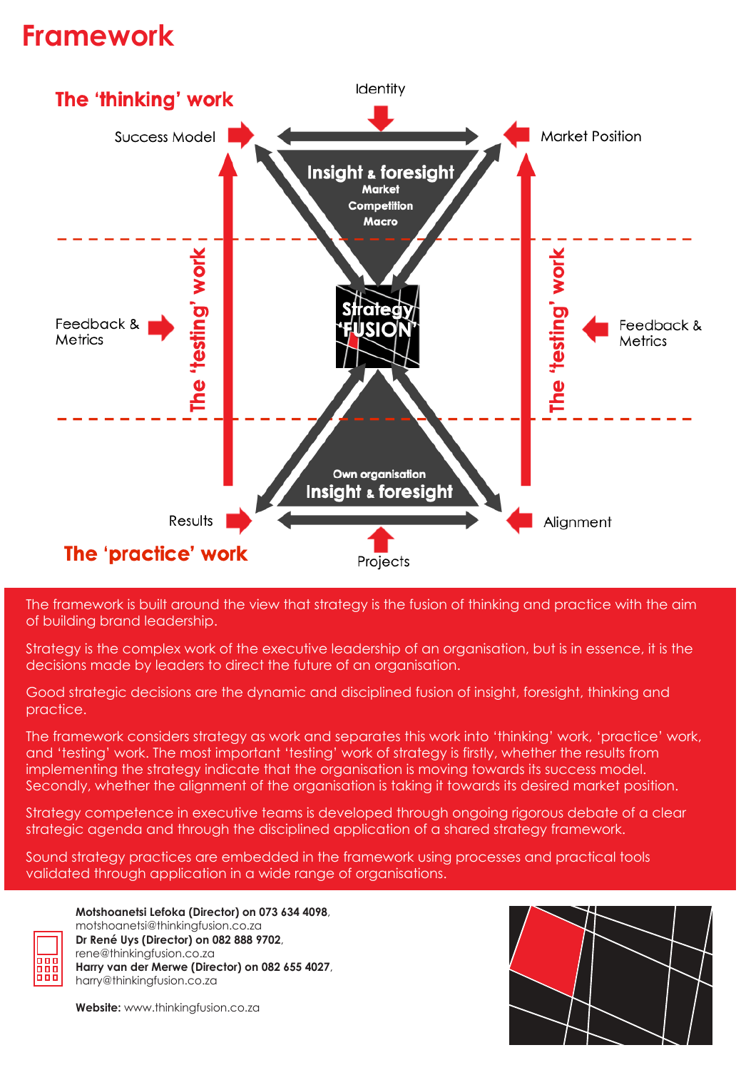# Framework

The 'thinking' work

Identity

Success Model

Market Position

Insight & foresight

Market

Competition

Macro

Feedback & Metrics

The 'testing' work

Strategy 'FUSION'

The 'testing' work

Feedback & Metrics

Own organisation

Insight & foresight

Results

Alignment

The 'practice' work

Projects

The framework is built around the view that strategy is the fusion of thinking and practice with the aim of building brand leadership.

Strategy is the complex work of the executive leadership of an organisation, but is in essence, it is the decisions made by leaders to direct the future of an organisation.

Good strategic decisions are the dynamic and disciplined fusion of insight, foresight, thinking and practice.

The framework considers strategy as work and separates this work into 'thinking' work, 'practice' work, and 'testing' work. The most important 'testing' work of strategy is firstly, whether the results from implementing the strategy indicate that the organisation is moving towards its success model. Secondly, whether the alignment of the organisation is taking it towards its desired market position.

Strategy competence in executive teams is developed through ongoing rigorous debate of a clear strategic agenda and through the disciplined application of a shared strategy framework.

Sound strategy practices are embedded in the framework using processes and practical tools validated through application in a wide range of organisations.

**Motshoanetsi Lefoka (Director) on 073 634 4098**, motshoanetsi@thinkingfusion.co.za
**Dr René Uys (Director) on 082 888 9702**, rene@thinkingfusion.co.za
**Harry van der Merwe (Director) on 082 655 4027**, harry@thinkingfusion.co.za

**Website:** www.thinkingfusion.co.za